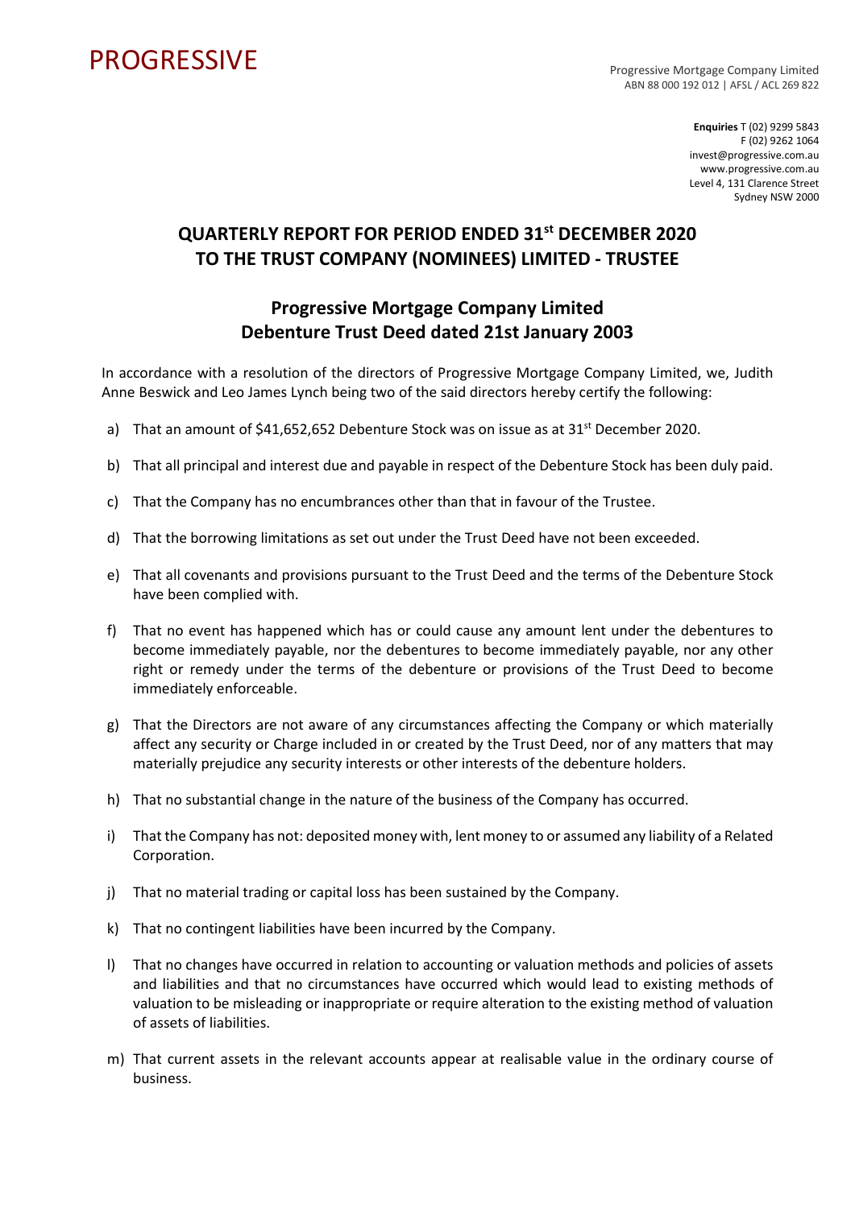# PROGRESSIVE

Progressive Mortgage Company Limited
ABN 88 000 192 012 | AFSL / ACL 269 822

**Enquiries** T (02) 9299 5843
F (02) 9262 1064
invest@progressive.com.au
www.progressive.com.au
Level 4, 131 Clarence Street
Sydney NSW 2000

## QUARTERLY REPORT FOR PERIOD ENDED 31st DECEMBER 2020 TO THE TRUST COMPANY (NOMINEES) LIMITED - TRUSTEE

## Progressive Mortgage Company Limited Debenture Trust Deed dated 21st January 2003

In accordance with a resolution of the directors of Progressive Mortgage Company Limited, we, Judith Anne Beswick and Leo James Lynch being two of the said directors hereby certify the following:

a) That an amount of $41,652,652 Debenture Stock was on issue as at 31st December 2020.

b) That all principal and interest due and payable in respect of the Debenture Stock has been duly paid.

c) That the Company has no encumbrances other than that in favour of the Trustee.

d) That the borrowing limitations as set out under the Trust Deed have not been exceeded.

e) That all covenants and provisions pursuant to the Trust Deed and the terms of the Debenture Stock have been complied with.

f) That no event has happened which has or could cause any amount lent under the debentures to become immediately payable, nor the debentures to become immediately payable, nor any other right or remedy under the terms of the debenture or provisions of the Trust Deed to become immediately enforceable.

g) That the Directors are not aware of any circumstances affecting the Company or which materially affect any security or Charge included in or created by the Trust Deed, nor of any matters that may materially prejudice any security interests or other interests of the debenture holders.

h) That no substantial change in the nature of the business of the Company has occurred.

i) That the Company has not: deposited money with, lent money to or assumed any liability of a Related Corporation.

j) That no material trading or capital loss has been sustained by the Company.

k) That no contingent liabilities have been incurred by the Company.

l) That no changes have occurred in relation to accounting or valuation methods and policies of assets and liabilities and that no circumstances have occurred which would lead to existing methods of valuation to be misleading or inappropriate or require alteration to the existing method of valuation of assets of liabilities.

m) That current assets in the relevant accounts appear at realisable value in the ordinary course of business.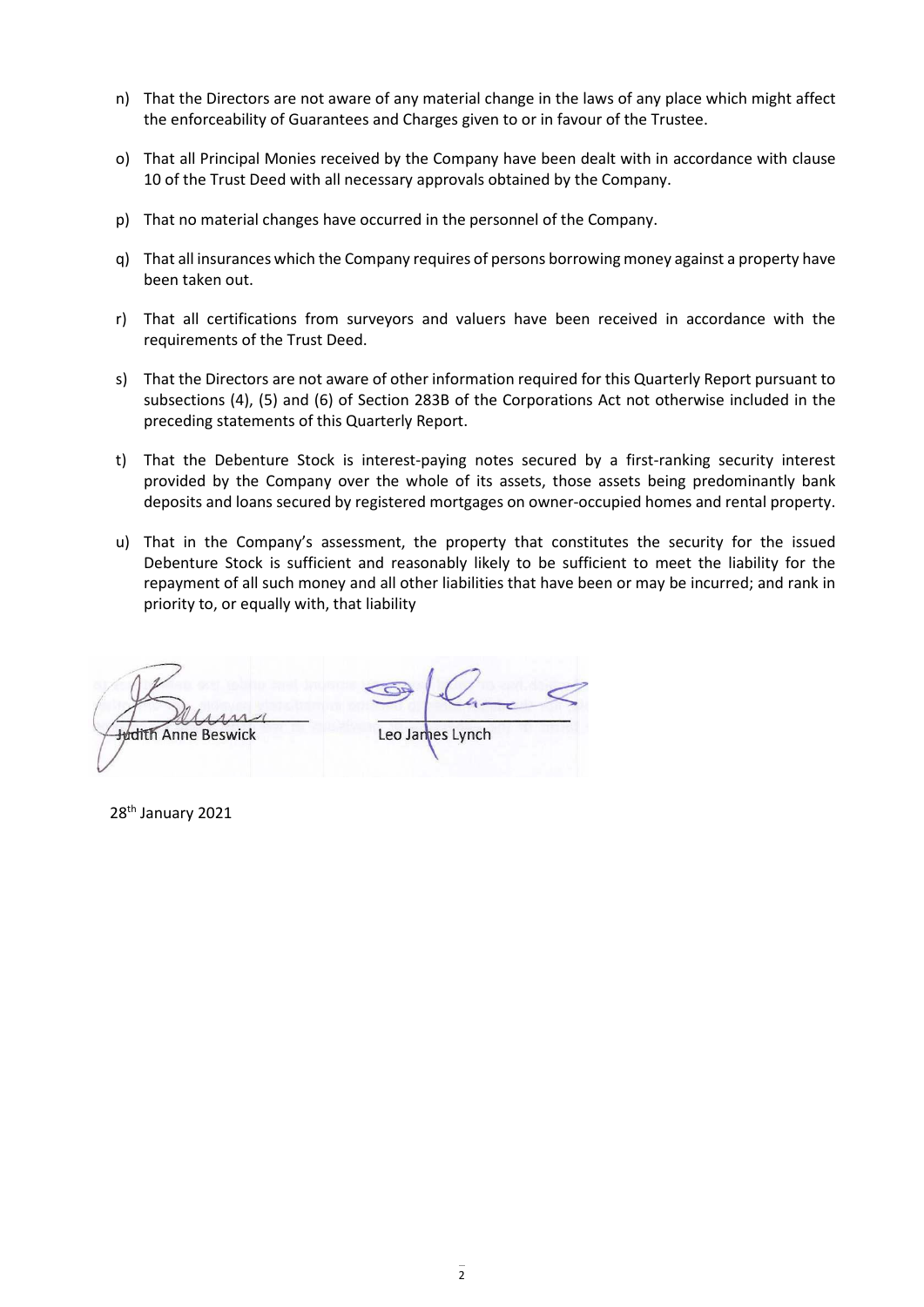n) That the Directors are not aware of any material change in the laws of any place which might affect the enforceability of Guarantees and Charges given to or in favour of the Trustee.

o) That all Principal Monies received by the Company have been dealt with in accordance with clause 10 of the Trust Deed with all necessary approvals obtained by the Company.

p) That no material changes have occurred in the personnel of the Company.

q) That all insurances which the Company requires of persons borrowing money against a property have been taken out.

r) That all certifications from surveyors and valuers have been received in accordance with the requirements of the Trust Deed.

s) That the Directors are not aware of other information required for this Quarterly Report pursuant to subsections (4), (5) and (6) of Section 283B of the Corporations Act not otherwise included in the preceding statements of this Quarterly Report.

t) That the Debenture Stock is interest-paying notes secured by a first-ranking security interest provided by the Company over the whole of its assets, those assets being predominantly bank deposits and loans secured by registered mortgages on owner-occupied homes and rental property.

u) That in the Company's assessment, the property that constitutes the security for the issued Debenture Stock is sufficient and reasonably likely to be sufficient to meet the liability for the repayment of all such money and all other liabilities that have been or may be incurred; and rank in priority to, or equally with, that liability

Judith Anne Beswick

Leo James Lynch

28th January 2021